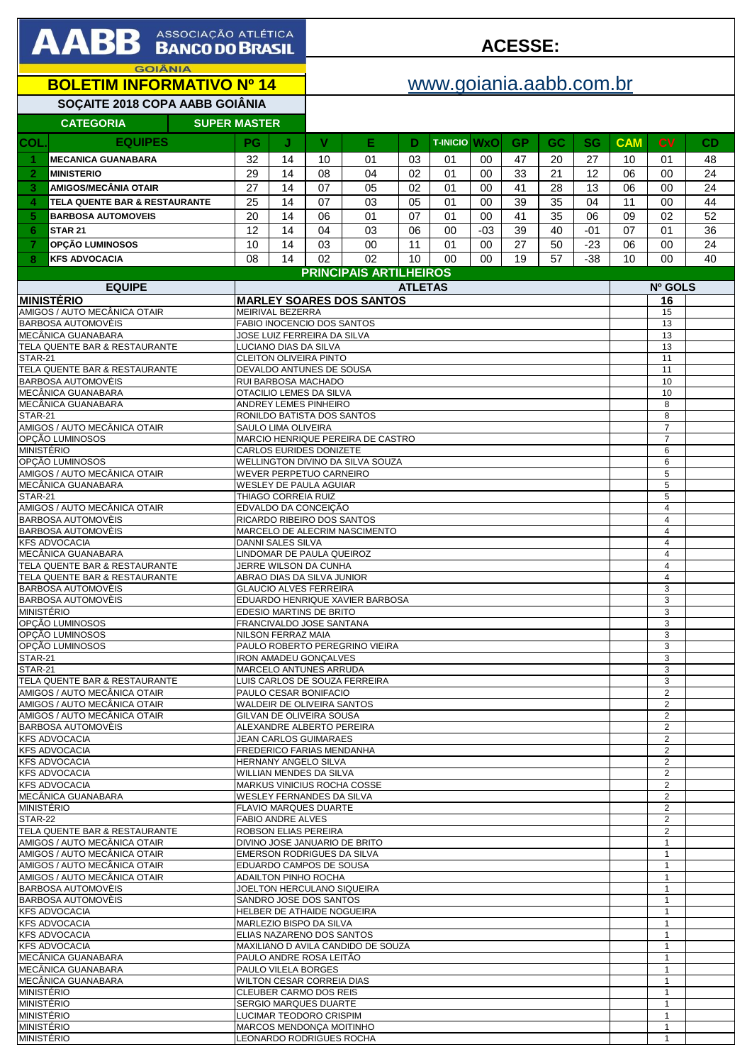# AABB ASSOCIAÇÃO ATLÉTICA BANCO DO BRASIL

GOIÂNIA

**ACESSE:**

www.goiania.aabb.com.br

## BOLETIM INFORMATIVO Nº 14

### SOÇAITE 2018 COPA AABB GOIÂNIA

| CATEGORIA | SUPER MASTER |
|---|---|

| COL. | EQUIPES | PG | J | V | E | D | T-INICIO | WxO | GP | GC | SG | CAM | CV | CD |
|---|---|---|---|---|---|---|---|---|---|---|---|---|---|---|
| 1 | MECANICA GUANABARA | 32 | 14 | 10 | 01 | 03 | 01 | 00 | 47 | 20 | 27 | 10 | 01 | 48 |
| 2 | MINISTERIO | 29 | 14 | 08 | 04 | 02 | 01 | 00 | 33 | 21 | 12 | 06 | 00 | 24 |
| 3 | AMIGOS/MECÂNIA OTAIR | 27 | 14 | 07 | 05 | 02 | 01 | 00 | 41 | 28 | 13 | 06 | 00 | 24 |
| 4 | TELA QUENTE BAR & RESTAURANTE | 25 | 14 | 07 | 03 | 05 | 01 | 00 | 39 | 35 | 04 | 11 | 00 | 44 |
| 5 | BARBOSA AUTOMOVEIS | 20 | 14 | 06 | 01 | 07 | 01 | 00 | 41 | 35 | 06 | 09 | 02 | 52 |
| 6 | STAR 21 | 12 | 14 | 04 | 03 | 06 | 00 | -03 | 39 | 40 | -01 | 07 | 01 | 36 |
| 7 | OPÇÃO LUMINOSOS | 10 | 14 | 03 | 00 | 11 | 01 | 00 | 27 | 50 | -23 | 06 | 00 | 24 |
| 8 | KFS ADVOCACIA | 08 | 14 | 02 | 02 | 10 | 00 | 00 | 19 | 57 | -38 | 10 | 00 | 40 |

### PRINCIPAIS ARTILHEIROS

| EQUIPE | ATLETAS | Nº GOLS |
|---|---|---|
| **MINISTÉRIO** | **MARLEY SOARES DOS SANTOS** | **16** |
| AMIGOS / AUTO MECÂNICA OTAIR | MEIRIVAL BEZERRA | 15 |
| BARBOSA AUTOMOVÈIS | FABIO INOCENCIO DOS SANTOS | 13 |
| MECÂNICA GUANABARA | JOSE LUIZ FERREIRA DA SILVA | 13 |
| TELA QUENTE BAR & RESTAURANTE | LUCIANO DIAS DA SILVA | 13 |
| STAR-21 | CLEITON OLIVEIRA PINTO | 11 |
| TELA QUENTE BAR & RESTAURANTE | DEVALDO ANTUNES DE SOUSA | 11 |
| BARBOSA AUTOMOVÈIS | RUI BARBOSA MACHADO | 10 |
| MECÂNICA GUANABARA | OTACILIO LEMES DA SILVA | 10 |
| MECÂNICA GUANABARA | ANDREY LEMES PINHEIRO | 8 |
| STAR-21 | RONILDO BATISTA DOS SANTOS | 8 |
| AMIGOS / AUTO MECÂNICA OTAIR | SAULO LIMA OLIVEIRA | 7 |
| OPÇÃO LUMINOSOS | MARCIO HENRIQUE PEREIRA DE CASTRO | 7 |
| MINISTÉRIO | CARLOS EURIDES DONIZETE | 6 |
| OPÇÃO LUMINOSOS | WELLINGTON DIVINO DA SILVA SOUZA | 6 |
| AMIGOS / AUTO MECÂNICA OTAIR | WEVER PERPETUO CARNEIRO | 5 |
| MECÂNICA GUANABARA | WESLEY DE PAULA AGUIAR | 5 |
| STAR-21 | THIAGO CORREIA RUIZ | 5 |
| AMIGOS / AUTO MECÂNICA OTAIR | EDVALDO DA CONCEIÇÃO | 4 |
| BARBOSA AUTOMOVÈIS | RICARDO RIBEIRO DOS SANTOS | 4 |
| BARBOSA AUTOMOVÈIS | MARCELO DE ALECRIM NASCIMENTO | 4 |
| KFS ADVOCACIA | DANNI SALES SILVA | 4 |
| MECÂNICA GUANABARA | LINDOMAR DE PAULA QUEIROZ | 4 |
| TELA QUENTE BAR & RESTAURANTE | JERRE WILSON DA CUNHA | 4 |
| TELA QUENTE BAR & RESTAURANTE | ABRAO DIAS DA SILVA JUNIOR | 4 |
| BARBOSA AUTOMOVÈIS | GLAUCIO ALVES FERREIRA | 3 |
| BARBOSA AUTOMOVÈIS | EDUARDO HENRIQUE XAVIER BARBOSA | 3 |
| MINISTÉRIO | EDESIO MARTINS DE BRITO | 3 |
| OPÇÃO LUMINOSOS | FRANCIVALDO JOSE SANTANA | 3 |
| OPÇÃO LUMINOSOS | NILSON FERRAZ MAIA | 3 |
| OPÇÃO LUMINOSOS | PAULO ROBERTO PEREGRINO VIEIRA | 3 |
| STAR-21 | IRON AMADEU GONÇALVES | 3 |
| STAR-21 | MARCELO ANTUNES ARRUDA | 3 |
| TELA QUENTE BAR & RESTAURANTE | LUIS CARLOS DE SOUZA FERREIRA | 3 |
| AMIGOS / AUTO MECÂNICA OTAIR | PAULO CESAR BONIFACIO | 2 |
| AMIGOS / AUTO MECÂNICA OTAIR | WALDEIR DE OLIVEIRA SANTOS | 2 |
| AMIGOS / AUTO MECÂNICA OTAIR | GILVAN DE OLIVEIRA SOUSA | 2 |
| BARBOSA AUTOMOVÈIS | ALEXANDRE ALBERTO PEREIRA | 2 |
| KFS ADVOCACIA | JEAN CARLOS GUIMARAES | 2 |
| KFS ADVOCACIA | FREDERICO FARIAS MENDANHA | 2 |
| KFS ADVOCACIA | HERNANY ANGELO SILVA | 2 |
| KFS ADVOCACIA | WILLIAN MENDES DA SILVA | 2 |
| KFS ADVOCACIA | MARKUS VINICIUS ROCHA COSSE | 2 |
| MECÂNICA GUANABARA | WESLEY FERNANDES DA SILVA | 2 |
| MINISTÉRIO | FLAVIO MARQUES DUARTE | 2 |
| STAR-22 | FABIO ANDRE ALVES | 2 |
| TELA QUENTE BAR & RESTAURANTE | ROBSON ELIAS PEREIRA | 2 |
| AMIGOS / AUTO MECÂNICA OTAIR | DIVINO JOSE JANUARIO DE BRITO | 1 |
| AMIGOS / AUTO MECÂNICA OTAIR | EMERSON RODRIGUES DA SILVA | 1 |
| AMIGOS / AUTO MECÂNICA OTAIR | EDUARDO CAMPOS DE SOUSA | 1 |
| AMIGOS / AUTO MECÂNICA OTAIR | ADAILTON PINHO ROCHA | 1 |
| BARBOSA AUTOMOVÈIS | JOELTON HERCULANO SIQUEIRA | 1 |
| BARBOSA AUTOMOVÈIS | SANDRO JOSE DOS SANTOS | 1 |
| KFS ADVOCACIA | HELBER DE ATHAIDE NOGUEIRA | 1 |
| KFS ADVOCACIA | MARLEZIO BISPO DA SILVA | 1 |
| KFS ADVOCACIA | ELIAS NAZARENO DOS SANTOS | 1 |
| KFS ADVOCACIA | MAXILIANO D AVILA CANDIDO DE SOUZA | 1 |
| MECÂNICA GUANABARA | PAULO ANDRE ROSA LEITÃO | 1 |
| MECÂNICA GUANABARA | PAULO VILELA BORGES | 1 |
| MECÂNICA GUANABARA | WILTON CESAR CORREIA DIAS | 1 |
| MINISTÉRIO | CLEUBER CARMO DOS REIS | 1 |
| MINISTÉRIO | SERGIO MARQUES DUARTE | 1 |
| MINISTÉRIO | LUCIMAR TEODORO CRISPIM | 1 |
| MINISTÉRIO | MARCOS MENDONÇA MOITINHO | 1 |
| MINISTÉRIO | LEONARDO RODRIGUES ROCHA | 1 |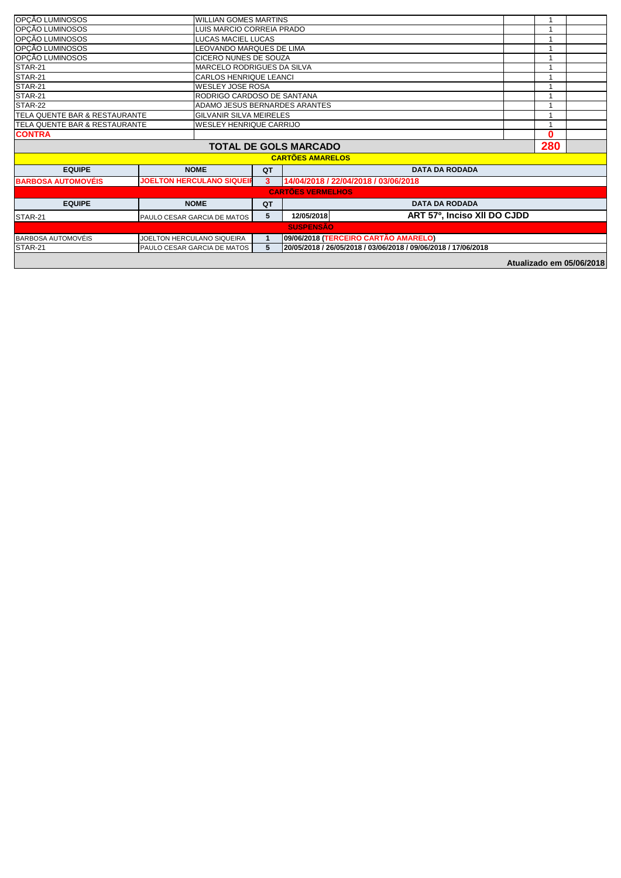| | | | |
|---|---|---|---|
| OPÇÃO LUMINOSOS | WILLIAN GOMES MARTINS | 1 | |
| OPÇÃO LUMINOSOS | LUIS MARCIO CORREIA PRADO | 1 | |
| OPÇÃO LUMINOSOS | LUCAS MACIEL LUCAS | 1 | |
| OPÇÃO LUMINOSOS | LEOVANDO MARQUES DE LIMA | 1 | |
| OPÇÃO LUMINOSOS | CICERO NUNES DE SOUZA | 1 | |
| STAR-21 | MARCELO RODRIGUES DA SILVA | 1 | |
| STAR-21 | CARLOS HENRIQUE LEANCI | 1 | |
| STAR-21 | WESLEY JOSE ROSA | 1 | |
| STAR-21 | RODRIGO CARDOSO DE SANTANA | 1 | |
| STAR-22 | ADAMO JESUS BERNARDES ARANTES | 1 | |
| TELA QUENTE BAR & RESTAURANTE | GILVANIR SILVA MEIRELES | 1 | |
| TELA QUENTE BAR & RESTAURANTE | WESLEY HENRIQUE CARRIJO | 1 | |
| **CONTRA** | | **0** | |
| **TOTAL DE GOLS MARCADO** | | **280** | |

**CARTÕES AMARELOS**

| EQUIPE | NOME | QT | DATA DA RODADA |
|---|---|---|---|
| **BARBOSA AUTOMOVÉIS** | **JOELTON HERCULANO SIQUEIR** | **3** | **14/04/2018 / 22/04/2018 / 03/06/2018** |

**CARTÕES VERMELHOS**

| EQUIPE | NOME | QT | DATA DA RODADA | |
|---|---|---|---|---|
| STAR-21 | PAULO CESAR GARCIA DE MATOS | 5 | 12/05/2018 | **ART 57º, Inciso XII DO CJDD** |

**SUSPENSÃO**

| | | | |
|---|---|---|---|
| BARBOSA AUTOMOVÉIS | JOELTON HERCULANO SIQUEIRA | 1 | **09/06/2018 (TERCEIRO CARTÃO AMARELO)** |
| STAR-21 | PAULO CESAR GARCIA DE MATOS | 5 | **20/05/2018 / 26/05/2018 / 03/06/2018 / 09/06/2018 / 17/06/2018** |

**Atualizado em 05/06/2018**